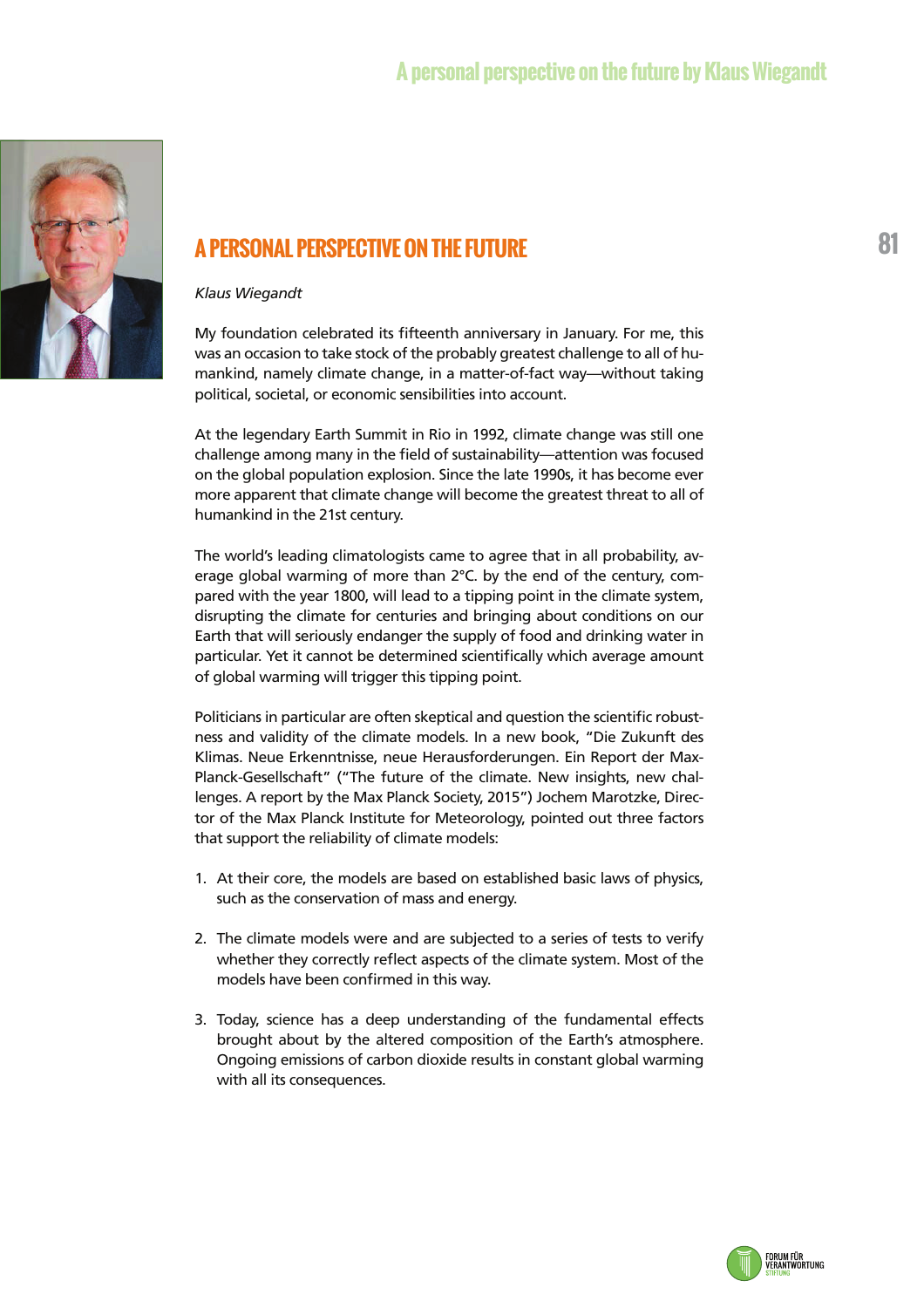# A PERSONAL PERSPECTIVE ON THE FUTURE

*Klaus Wiegandt*

My foundation celebrated its fifteenth anniversary in January. For me, this was an occasion to take stock of the probably greatest challenge to all of humankind, namely climate change, in a matter-of-fact way—without taking political, societal, or economic sensibilities into account.

At the legendary Earth Summit in Rio in 1992, climate change was still one challenge among many in the field of sustainability—attention was focused on the global population explosion. Since the late 1990s, it has become ever more apparent that climate change will become the greatest threat to all of humankind in the 21st century.

The world's leading climatologists came to agree that in all probability, average global warming of more than 2°C. by the end of the century, compared with the year 1800, will lead to a tipping point in the climate system, disrupting the climate for centuries and bringing about conditions on our Earth that will seriously endanger the supply of food and drinking water in particular. Yet it cannot be determined scientifically which average amount of global warming will trigger this tipping point.

Politicians in particular are often skeptical and question the scientific robustness and validity of the climate models. In a new book, "Die Zukunft des Klimas. Neue Erkenntnisse, neue Herausforderungen. Ein Report der Max-Planck-Gesellschaft" ("The future of the climate. New insights, new challenges. A report by the Max Planck Society, 2015") Jochem Marotzke, Director of the Max Planck Institute for Meteorology, pointed out three factors that support the reliability of climate models:

1. At their core, the models are based on established basic laws of physics, such as the conservation of mass and energy.

2. The climate models were and are subjected to a series of tests to verify whether they correctly reflect aspects of the climate system. Most of the models have been confirmed in this way.

3. Today, science has a deep understanding of the fundamental effects brought about by the altered composition of the Earth's atmosphere. Ongoing emissions of carbon dioxide results in constant global warming with all its consequences.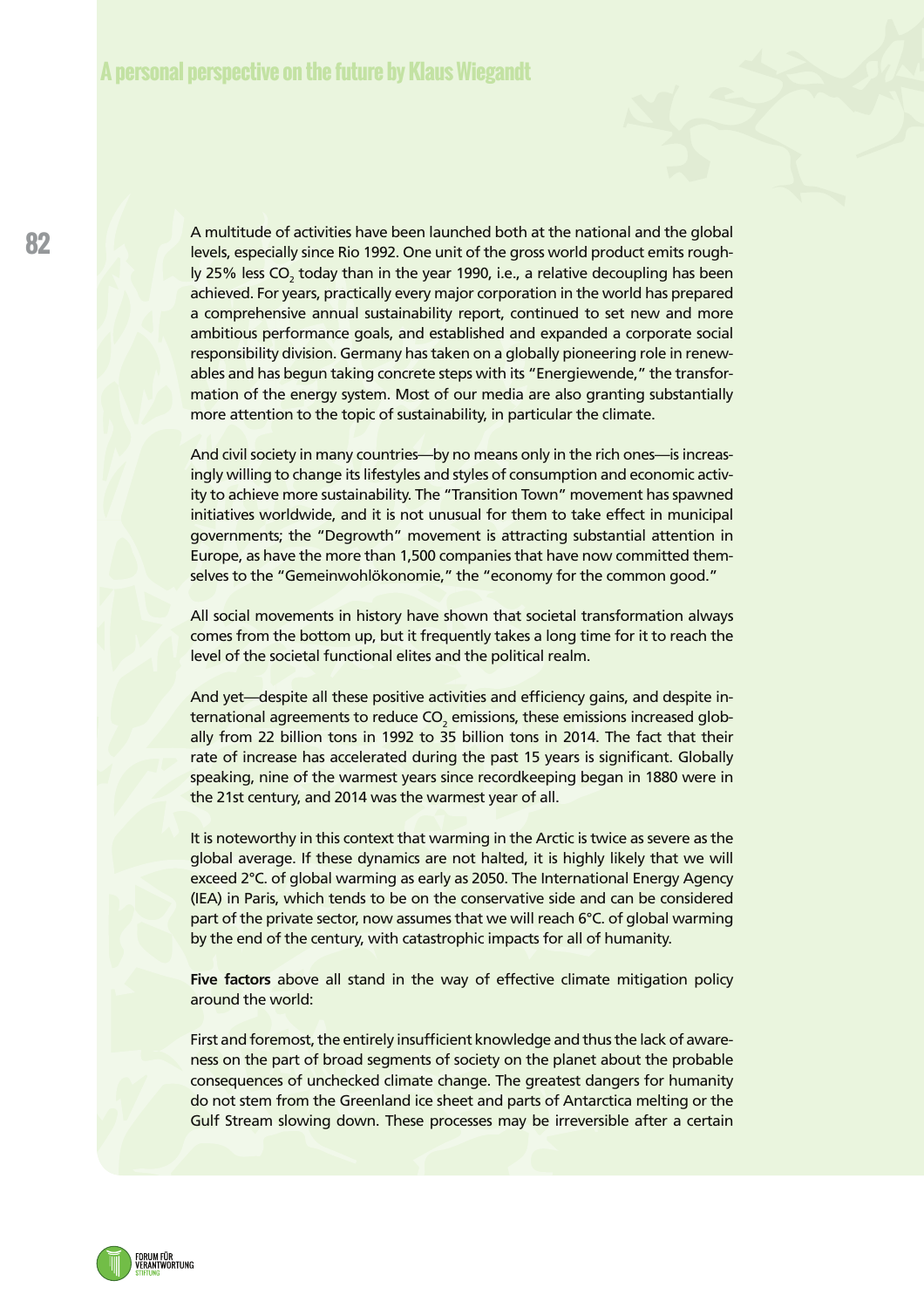A multitude of activities have been launched both at the national and the global levels, especially since Rio 1992. One unit of the gross world product emits roughly 25% less $CO_2$ today than in the year 1990, i.e., a relative decoupling has been achieved. For years, practically every major corporation in the world has prepared a comprehensive annual sustainability report, continued to set new and more ambitious performance goals, and established and expanded a corporate social responsibility division. Germany has taken on a globally pioneering role in renewables and has begun taking concrete steps with its "Energiewende," the transformation of the energy system. Most of our media are also granting substantially more attention to the topic of sustainability, in particular the climate.

And civil society in many countries—by no means only in the rich ones—is increasingly willing to change its lifestyles and styles of consumption and economic activity to achieve more sustainability. The "Transition Town" movement has spawned initiatives worldwide, and it is not unusual for them to take effect in municipal governments; the "Degrowth" movement is attracting substantial attention in Europe, as have the more than 1,500 companies that have now committed themselves to the "Gemeinwohlökonomie," the "economy for the common good."

All social movements in history have shown that societal transformation always comes from the bottom up, but it frequently takes a long time for it to reach the level of the societal functional elites and the political realm.

And yet—despite all these positive activities and efficiency gains, and despite international agreements to reduce $CO_2$ emissions, these emissions increased globally from 22 billion tons in 1992 to 35 billion tons in 2014. The fact that their rate of increase has accelerated during the past 15 years is significant. Globally speaking, nine of the warmest years since recordkeeping began in 1880 were in the 21st century, and 2014 was the warmest year of all.

It is noteworthy in this context that warming in the Arctic is twice as severe as the global average. If these dynamics are not halted, it is highly likely that we will exceed 2°C. of global warming as early as 2050. The International Energy Agency (IEA) in Paris, which tends to be on the conservative side and can be considered part of the private sector, now assumes that we will reach 6°C. of global warming by the end of the century, with catastrophic impacts for all of humanity.

**Five factors** above all stand in the way of effective climate mitigation policy around the world:

First and foremost, the entirely insufficient knowledge and thus the lack of awareness on the part of broad segments of society on the planet about the probable consequences of unchecked climate change. The greatest dangers for humanity do not stem from the Greenland ice sheet and parts of Antarctica melting or the Gulf Stream slowing down. These processes may be irreversible after a certain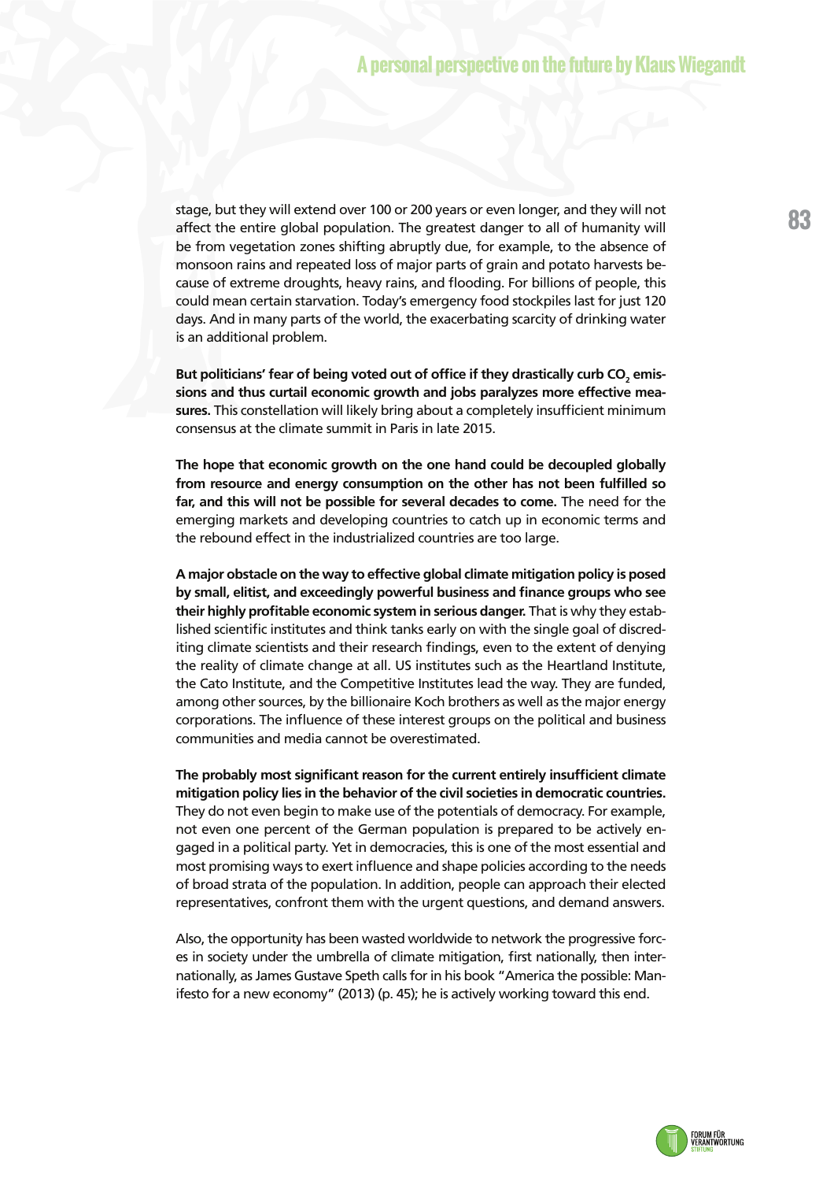stage, but they will extend over 100 or 200 years or even longer, and they will not affect the entire global population. The greatest danger to all of humanity will be from vegetation zones shifting abruptly due, for example, to the absence of monsoon rains and repeated loss of major parts of grain and potato harvests because of extreme droughts, heavy rains, and flooding. For billions of people, this could mean certain starvation. Today's emergency food stockpiles last for just 120 days. And in many parts of the world, the exacerbating scarcity of drinking water is an additional problem.

**But politicians' fear of being voted out of office if they drastically curb $CO_2$ emissions and thus curtail economic growth and jobs paralyzes more effective measures.** This constellation will likely bring about a completely insufficient minimum consensus at the climate summit in Paris in late 2015.

**The hope that economic growth on the one hand could be decoupled globally from resource and energy consumption on the other has not been fulfilled so far, and this will not be possible for several decades to come.** The need for the emerging markets and developing countries to catch up in economic terms and the rebound effect in the industrialized countries are too large.

**A major obstacle on the way to effective global climate mitigation policy is posed by small, elitist, and exceedingly powerful business and finance groups who see their highly profitable economic system in serious danger.** That is why they established scientific institutes and think tanks early on with the single goal of discrediting climate scientists and their research findings, even to the extent of denying the reality of climate change at all. US institutes such as the Heartland Institute, the Cato Institute, and the Competitive Institutes lead the way. They are funded, among other sources, by the billionaire Koch brothers as well as the major energy corporations. The influence of these interest groups on the political and business communities and media cannot be overestimated.

**The probably most significant reason for the current entirely insufficient climate mitigation policy lies in the behavior of the civil societies in democratic countries.** They do not even begin to make use of the potentials of democracy. For example, not even one percent of the German population is prepared to be actively engaged in a political party. Yet in democracies, this is one of the most essential and most promising ways to exert influence and shape policies according to the needs of broad strata of the population. In addition, people can approach their elected representatives, confront them with the urgent questions, and demand answers.

Also, the opportunity has been wasted worldwide to network the progressive forces in society under the umbrella of climate mitigation, first nationally, then internationally, as James Gustave Speth calls for in his book "America the possible: Manifesto for a new economy" (2013) (p. 45); he is actively working toward this end.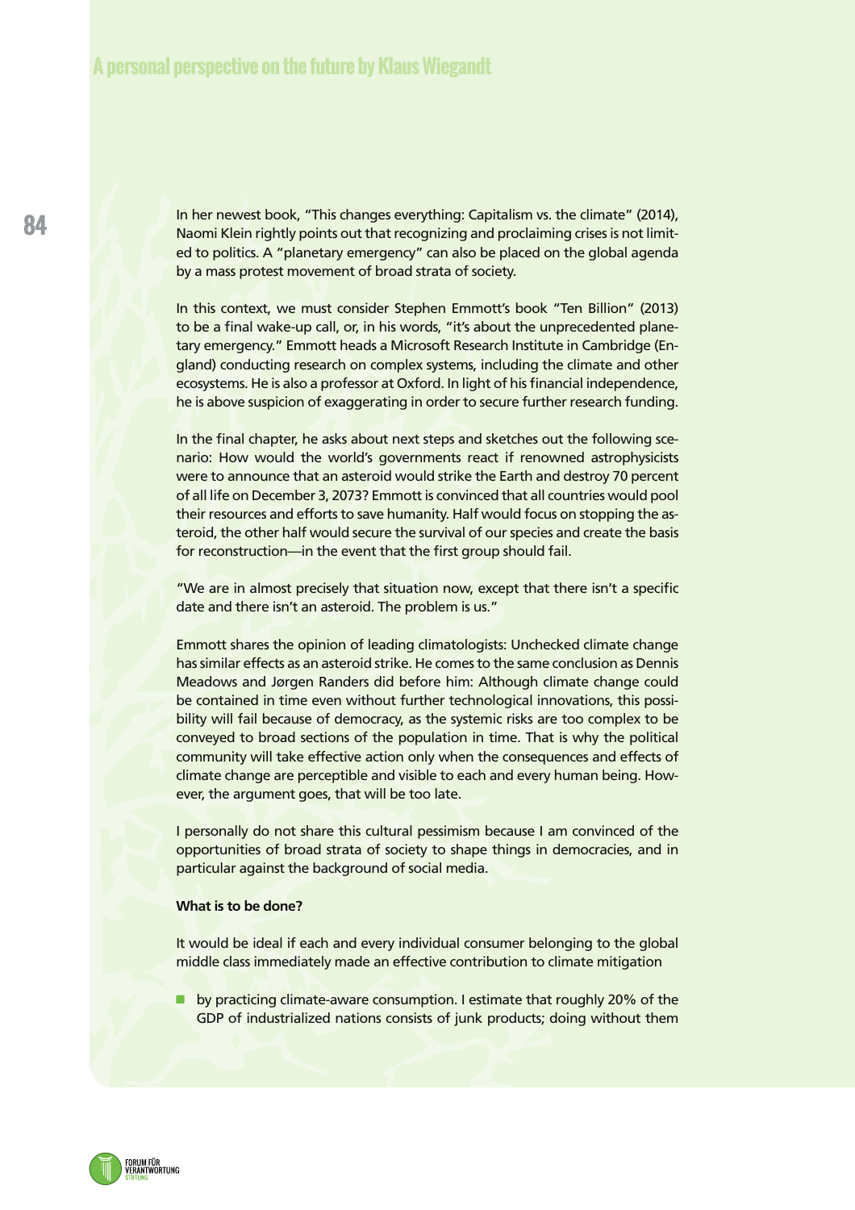In her newest book, "This changes everything: Capitalism vs. the climate" (2014), Naomi Klein rightly points out that recognizing and proclaiming crises is not limited to politics. A "planetary emergency" can also be placed on the global agenda by a mass protest movement of broad strata of society.

In this context, we must consider Stephen Emmott's book "Ten Billion" (2013) to be a final wake-up call, or, in his words, "it's about the unprecedented planetary emergency." Emmott heads a Microsoft Research Institute in Cambridge (England) conducting research on complex systems, including the climate and other ecosystems. He is also a professor at Oxford. In light of his financial independence, he is above suspicion of exaggerating in order to secure further research funding.

In the final chapter, he asks about next steps and sketches out the following scenario: How would the world's governments react if renowned astrophysicists were to announce that an asteroid would strike the Earth and destroy 70 percent of all life on December 3, 2073? Emmott is convinced that all countries would pool their resources and efforts to save humanity. Half would focus on stopping the asteroid, the other half would secure the survival of our species and create the basis for reconstruction—in the event that the first group should fail.

"We are in almost precisely that situation now, except that there isn't a specific date and there isn't an asteroid. The problem is us."

Emmott shares the opinion of leading climatologists: Unchecked climate change has similar effects as an asteroid strike. He comes to the same conclusion as Dennis Meadows and Jørgen Randers did before him: Although climate change could be contained in time even without further technological innovations, this possibility will fail because of democracy, as the systemic risks are too complex to be conveyed to broad sections of the population in time. That is why the political community will take effective action only when the consequences and effects of climate change are perceptible and visible to each and every human being. However, the argument goes, that will be too late.

I personally do not share this cultural pessimism because I am convinced of the opportunities of broad strata of society to shape things in democracies, and in particular against the background of social media.

**What is to be done?**

It would be ideal if each and every individual consumer belonging to the global middle class immediately made an effective contribution to climate mitigation

- by practicing climate-aware consumption. I estimate that roughly 20% of the GDP of industrialized nations consists of junk products; doing without them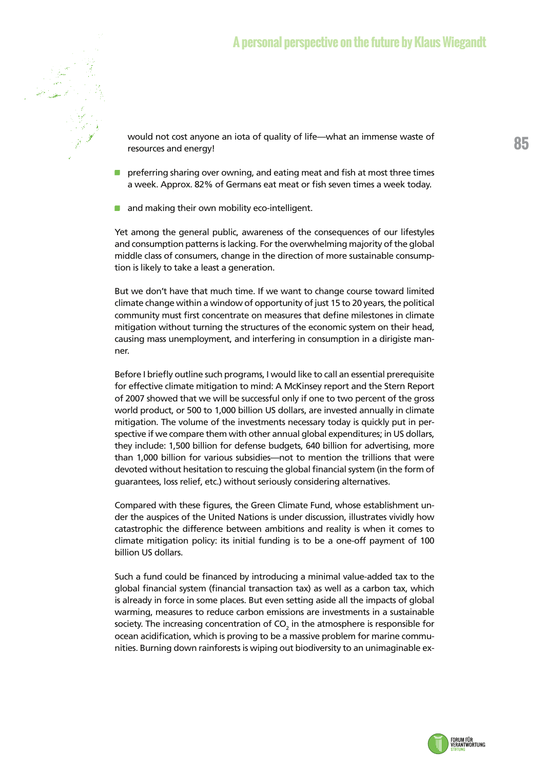would not cost anyone an iota of quality of life—what an immense waste of resources and energy!

- preferring sharing over owning, and eating meat and fish at most three times a week. Approx. 82% of Germans eat meat or fish seven times a week today.
- and making their own mobility eco-intelligent.

Yet among the general public, awareness of the consequences of our lifestyles and consumption patterns is lacking. For the overwhelming majority of the global middle class of consumers, change in the direction of more sustainable consumption is likely to take a least a generation.

But we don't have that much time. If we want to change course toward limited climate change within a window of opportunity of just 15 to 20 years, the political community must first concentrate on measures that define milestones in climate mitigation without turning the structures of the economic system on their head, causing mass unemployment, and interfering in consumption in a dirigiste manner.

Before I briefly outline such programs, I would like to call an essential prerequisite for effective climate mitigation to mind: A McKinsey report and the Stern Report of 2007 showed that we will be successful only if one to two percent of the gross world product, or 500 to 1,000 billion US dollars, are invested annually in climate mitigation. The volume of the investments necessary today is quickly put in perspective if we compare them with other annual global expenditures; in US dollars, they include: 1,500 billion for defense budgets, 640 billion for advertising, more than 1,000 billion for various subsidies—not to mention the trillions that were devoted without hesitation to rescuing the global financial system (in the form of guarantees, loss relief, etc.) without seriously considering alternatives.

Compared with these figures, the Green Climate Fund, whose establishment under the auspices of the United Nations is under discussion, illustrates vividly how catastrophic the difference between ambitions and reality is when it comes to climate mitigation policy: its initial funding is to be a one-off payment of 100 billion US dollars.

Such a fund could be financed by introducing a minimal value-added tax to the global financial system (financial transaction tax) as well as a carbon tax, which is already in force in some places. But even setting aside all the impacts of global warming, measures to reduce carbon emissions are investments in a sustainable society. The increasing concentration of $CO_2$ in the atmosphere is responsible for ocean acidification, which is proving to be a massive problem for marine communities. Burning down rainforests is wiping out biodiversity to an unimaginable ex-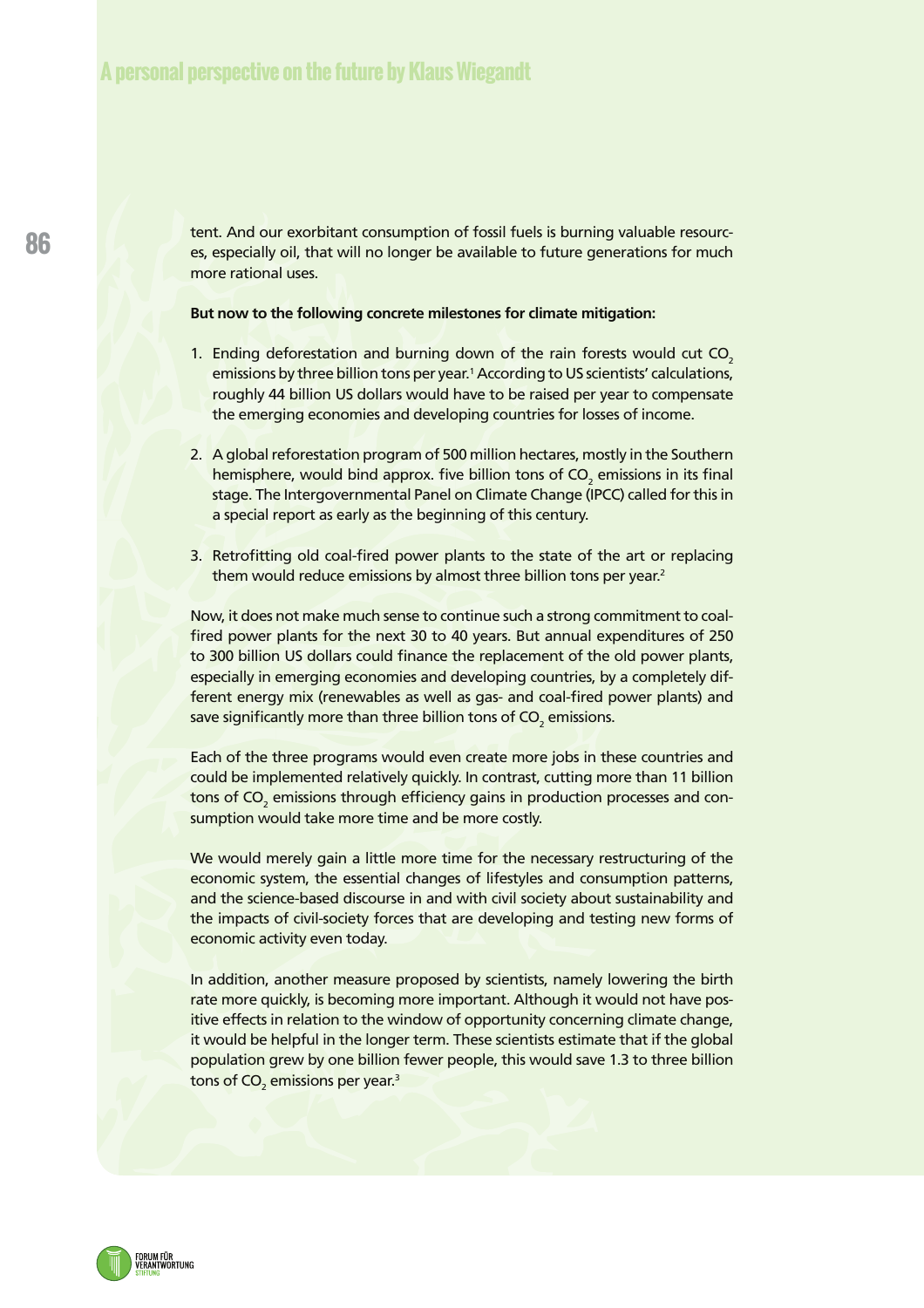tent. And our exorbitant consumption of fossil fuels is burning valuable resources, especially oil, that will no longer be available to future generations for much more rational uses.

**But now to the following concrete milestones for climate mitigation:**

1. Ending deforestation and burning down of the rain forests would cut $CO_2$ emissions by three billion tons per year.[1] According to US scientists' calculations, roughly 44 billion US dollars would have to be raised per year to compensate the emerging economies and developing countries for losses of income.

2. A global reforestation program of 500 million hectares, mostly in the Southern hemisphere, would bind approx. five billion tons of $CO_2$ emissions in its final stage. The Intergovernmental Panel on Climate Change (IPCC) called for this in a special report as early as the beginning of this century.

3. Retrofitting old coal-fired power plants to the state of the art or replacing them would reduce emissions by almost three billion tons per year.[2]

Now, it does not make much sense to continue such a strong commitment to coal-fired power plants for the next 30 to 40 years. But annual expenditures of 250 to 300 billion US dollars could finance the replacement of the old power plants, especially in emerging economies and developing countries, by a completely different energy mix (renewables as well as gas- and coal-fired power plants) and save significantly more than three billion tons of $CO_2$ emissions.

Each of the three programs would even create more jobs in these countries and could be implemented relatively quickly. In contrast, cutting more than 11 billion tons of $CO_2$ emissions through efficiency gains in production processes and consumption would take more time and be more costly.

We would merely gain a little more time for the necessary restructuring of the economic system, the essential changes of lifestyles and consumption patterns, and the science-based discourse in and with civil society about sustainability and the impacts of civil-society forces that are developing and testing new forms of economic activity even today.

In addition, another measure proposed by scientists, namely lowering the birth rate more quickly, is becoming more important. Although it would not have positive effects in relation to the window of opportunity concerning climate change, it would be helpful in the longer term. These scientists estimate that if the global population grew by one billion fewer people, this would save 1.3 to three billion tons of $CO_2$ emissions per year.[3]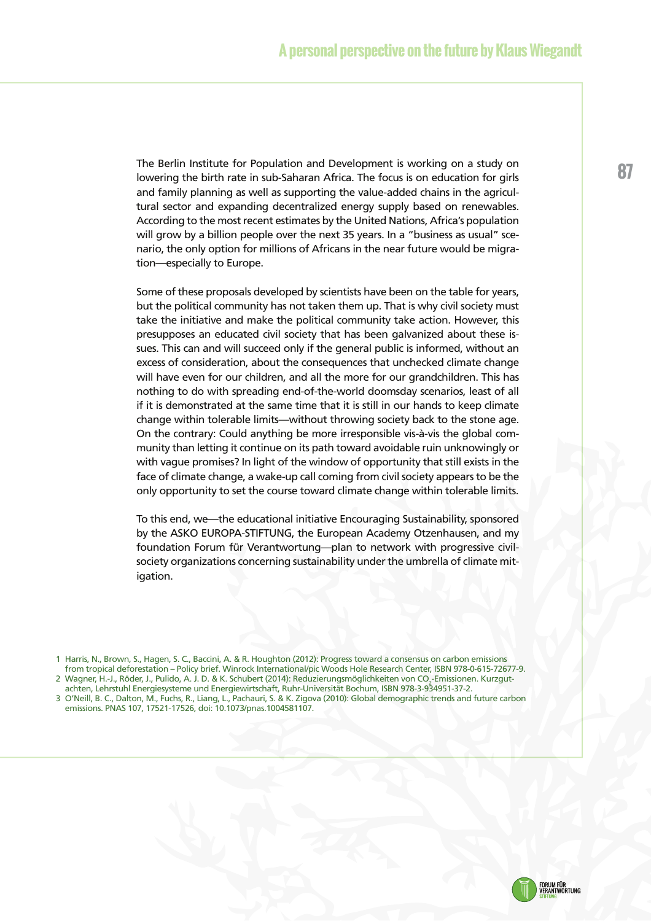The Berlin Institute for Population and Development is working on a study on lowering the birth rate in sub-Saharan Africa. The focus is on education for girls and family planning as well as supporting the value-added chains in the agricultural sector and expanding decentralized energy supply based on renewables. According to the most recent estimates by the United Nations, Africa's population will grow by a billion people over the next 35 years. In a "business as usual" scenario, the only option for millions of Africans in the near future would be migration—especially to Europe.

Some of these proposals developed by scientists have been on the table for years, but the political community has not taken them up. That is why civil society must take the initiative and make the political community take action. However, this presupposes an educated civil society that has been galvanized about these issues. This can and will succeed only if the general public is informed, without an excess of consideration, about the consequences that unchecked climate change will have even for our children, and all the more for our grandchildren. This has nothing to do with spreading end-of-the-world doomsday scenarios, least of all if it is demonstrated at the same time that it is still in our hands to keep climate change within tolerable limits—without throwing society back to the stone age. On the contrary: Could anything be more irresponsible vis-à-vis the global community than letting it continue on its path toward avoidable ruin unknowingly or with vague promises? In light of the window of opportunity that still exists in the face of climate change, a wake-up call coming from civil society appears to be the only opportunity to set the course toward climate change within tolerable limits.

To this end, we—the educational initiative Encouraging Sustainability, sponsored by the ASKO EUROPA-STIFTUNG, the European Academy Otzenhausen, and my foundation Forum für Verantwortung—plan to network with progressive civil-society organizations concerning sustainability under the umbrella of climate mitigation.

1 Harris, N., Brown, S., Hagen, S. C., Baccini, A. & R. Houghton (2012): Progress toward a consensus on carbon emissions from tropical deforestation – Policy brief. Winrock International/pic Woods Hole Research Center, ISBN 978-0-615-72677-9.

2 Wagner, H.-J., Röder, J., Pulido, A. J. D. & K. Schubert (2014): Reduzierungsmöglichkeiten von $CO_2$-Emissionen. Kurzgutachten, Lehrstuhl Energiesysteme und Energiewirtschaft, Ruhr-Universität Bochum, ISBN 978-3-934951-37-2.

3 O'Neill, B. C., Dalton, M., Fuchs, R., Liang, L., Pachauri, S. & K. Zigova (2010): Global demographic trends and future carbon emissions. PNAS 107, 17521-17526, doi: 10.1073/pnas.1004581107.